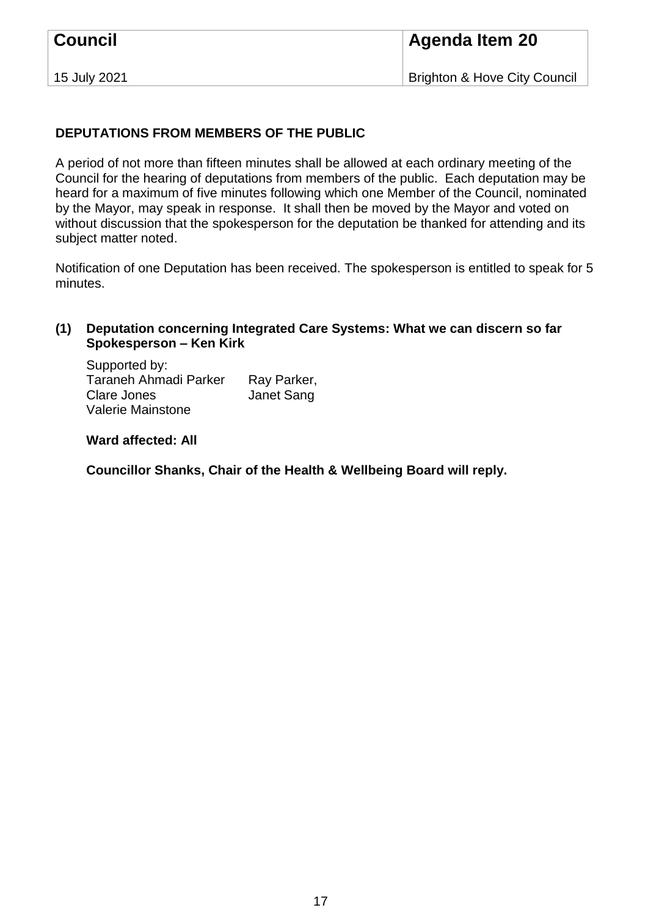| **Council** | **Agenda Item 20** |
| --- | --- |
| 15 July 2021 | Brighton & Hove City Council |

**DEPUTATIONS FROM MEMBERS OF THE PUBLIC**

A period of not more than fifteen minutes shall be allowed at each ordinary meeting of the Council for the hearing of deputations from members of the public. Each deputation may be heard for a maximum of five minutes following which one Member of the Council, nominated by the Mayor, may speak in response. It shall then be moved by the Mayor and voted on without discussion that the spokesperson for the deputation be thanked for attending and its subject matter noted.

Notification of one Deputation has been received. The spokesperson is entitled to speak for 5 minutes.

**(1) Deputation concerning Integrated Care Systems: What we can discern so far**
**Spokesperson – Ken Kirk**

Supported by:

| | |
| --- | --- |
| Taraneh Ahmadi Parker | Ray Parker, |
| Clare Jones | Janet Sang |
| Valerie Mainstone | |

**Ward affected: All**

**Councillor Shanks, Chair of the Health & Wellbeing Board will reply.**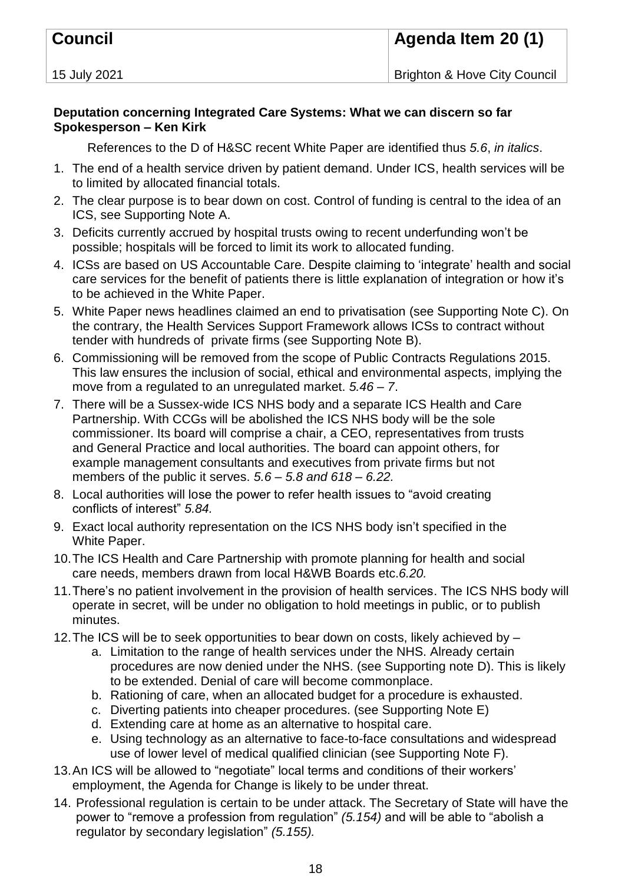| Council | Agenda Item 20 (1) |
| --- | --- |
| 15 July 2021 | Brighton & Hove City Council |

**Deputation concerning Integrated Care Systems: What we can discern so far**
**Spokesperson – Ken Kirk**

References to the D of H&SC recent White Paper are identified thus *5.6*, *in italics*.

1. The end of a health service driven by patient demand. Under ICS, health services will be to limited by allocated financial totals.
2. The clear purpose is to bear down on cost. Control of funding is central to the idea of an ICS, see Supporting Note A.
3. Deficits currently accrued by hospital trusts owing to recent underfunding won't be possible; hospitals will be forced to limit its work to allocated funding.
4. ICSs are based on US Accountable Care. Despite claiming to 'integrate' health and social care services for the benefit of patients there is little explanation of integration or how it's to be achieved in the White Paper.
5. White Paper news headlines claimed an end to privatisation (see Supporting Note C). On the contrary, the Health Services Support Framework allows ICSs to contract without tender with hundreds of private firms (see Supporting Note B).
6. Commissioning will be removed from the scope of Public Contracts Regulations 2015. This law ensures the inclusion of social, ethical and environmental aspects, implying the move from a regulated to an unregulated market. *5.46 – 7*.
7. There will be a Sussex-wide ICS NHS body and a separate ICS Health and Care Partnership. With CCGs will be abolished the ICS NHS body will be the sole commissioner. Its board will comprise a chair, a CEO, representatives from trusts and General Practice and local authorities. The board can appoint others, for example management consultants and executives from private firms but not members of the public it serves. *5.6 – 5.8 and 618 – 6.22.*
8. Local authorities will lose the power to refer health issues to "avoid creating conflicts of interest" *5.84.*
9. Exact local authority representation on the ICS NHS body isn't specified in the White Paper.
10. The ICS Health and Care Partnership with promote planning for health and social care needs, members drawn from local H&WB Boards etc.*6.20.*
11. There's no patient involvement in the provision of health services. The ICS NHS body will operate in secret, will be under no obligation to hold meetings in public, or to publish minutes.
12. The ICS will be to seek opportunities to bear down on costs, likely achieved by –
    a. Limitation to the range of health services under the NHS. Already certain procedures are now denied under the NHS. (see Supporting note D). This is likely to be extended. Denial of care will become commonplace.
    b. Rationing of care, when an allocated budget for a procedure is exhausted.
    c. Diverting patients into cheaper procedures. (see Supporting Note E)
    d. Extending care at home as an alternative to hospital care.
    e. Using technology as an alternative to face-to-face consultations and widespread use of lower level of medical qualified clinician (see Supporting Note F).
13. An ICS will be allowed to "negotiate" local terms and conditions of their workers' employment, the Agenda for Change is likely to be under threat.
14. Professional regulation is certain to be under attack. The Secretary of State will have the power to "remove a profession from regulation" *(5.154)* and will be able to "abolish a regulator by secondary legislation" *(5.155).*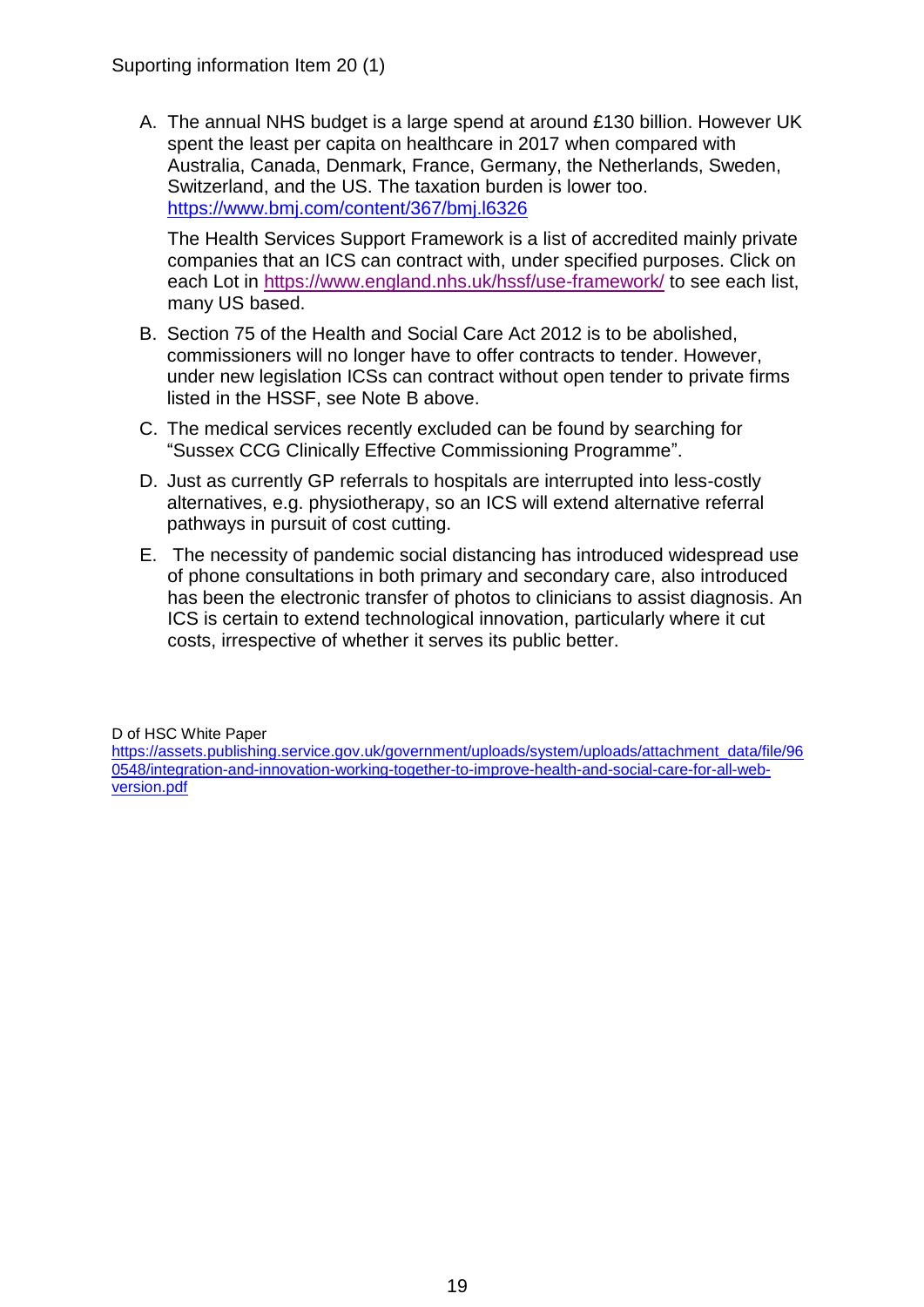Suporting information Item 20 (1)

A. The annual NHS budget is a large spend at around £130 billion. However UK spent the least per capita on healthcare in 2017 when compared with Australia, Canada, Denmark, France, Germany, the Netherlands, Sweden, Switzerland, and the US. The taxation burden is lower too. https://www.bmj.com/content/367/bmj.l6326

   The Health Services Support Framework is a list of accredited mainly private companies that an ICS can contract with, under specified purposes. Click on each Lot in https://www.england.nhs.uk/hssf/use-framework/ to see each list, many US based.

B. Section 75 of the Health and Social Care Act 2012 is to be abolished, commissioners will no longer have to offer contracts to tender. However, under new legislation ICSs can contract without open tender to private firms listed in the HSSF, see Note B above.

C. The medical services recently excluded can be found by searching for "Sussex CCG Clinically Effective Commissioning Programme".

D. Just as currently GP referrals to hospitals are interrupted into less-costly alternatives, e.g. physiotherapy, so an ICS will extend alternative referral pathways in pursuit of cost cutting.

E. The necessity of pandemic social distancing has introduced widespread use of phone consultations in both primary and secondary care, also introduced has been the electronic transfer of photos to clinicians to assist diagnosis. An ICS is certain to extend technological innovation, particularly where it cut costs, irrespective of whether it serves its public better.

D of HSC White Paper
https://assets.publishing.service.gov.uk/government/uploads/system/uploads/attachment_data/file/960548/integration-and-innovation-working-together-to-improve-health-and-social-care-for-all-web-version.pdf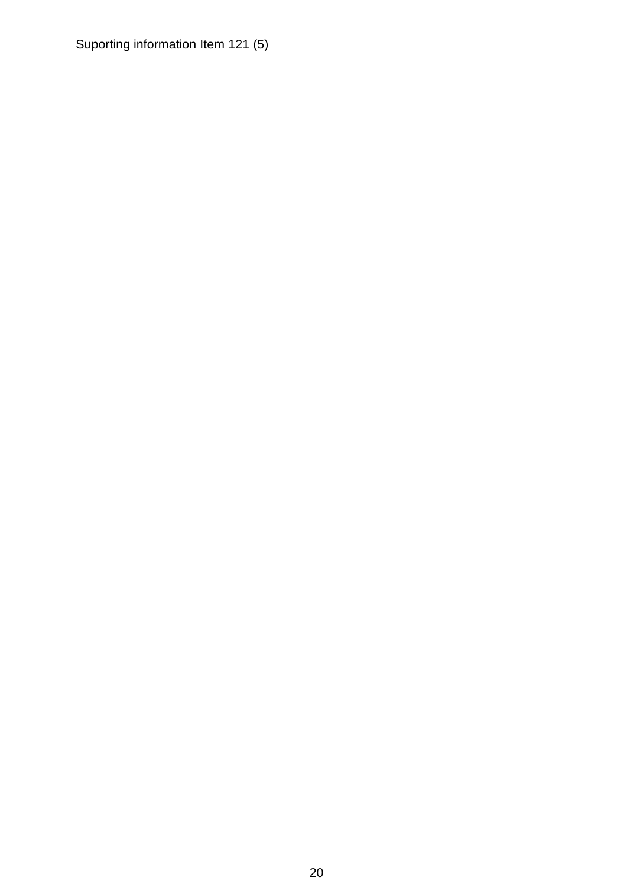Suporting information Item 121 (5)